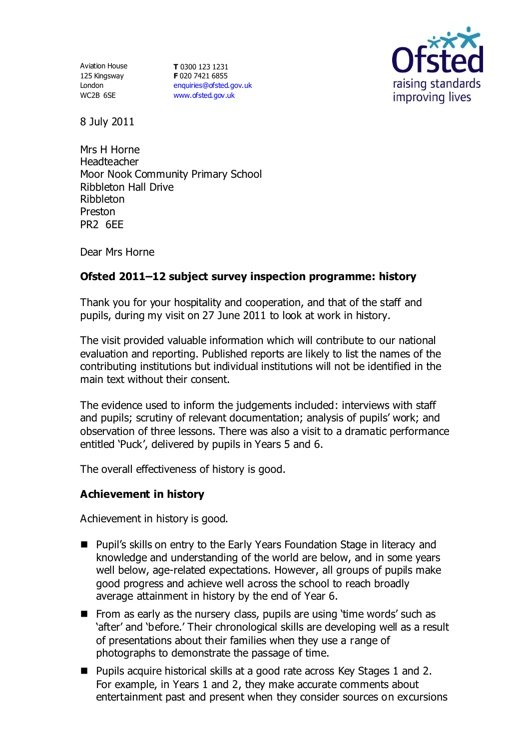Aviation House
125 Kingsway
London
WC2B 6SE

**T** 0300 123 1231
**F** 020 7421 6855
enquiries@ofsted.gov.uk
www.ofsted.gov.uk

8 July 2011

Mrs H Horne
Headteacher
Moor Nook Community Primary School
Ribbleton Hall Drive
Ribbleton
Preston
PR2 6EE

Dear Mrs Horne

**Ofsted 2011–12 subject survey inspection programme: history**

Thank you for your hospitality and cooperation, and that of the staff and pupils, during my visit on 27 June 2011 to look at work in history.

The visit provided valuable information which will contribute to our national evaluation and reporting. Published reports are likely to list the names of the contributing institutions but individual institutions will not be identified in the main text without their consent.

The evidence used to inform the judgements included: interviews with staff and pupils; scrutiny of relevant documentation; analysis of pupils' work; and observation of three lessons. There was also a visit to a dramatic performance entitled 'Puck', delivered by pupils in Years 5 and 6.

The overall effectiveness of history is good.

**Achievement in history**

Achievement in history is good.

- Pupil's skills on entry to the Early Years Foundation Stage in literacy and knowledge and understanding of the world are below, and in some years well below, age-related expectations. However, all groups of pupils make good progress and achieve well across the school to reach broadly average attainment in history by the end of Year 6.
- From as early as the nursery class, pupils are using 'time words' such as 'after' and 'before.' Their chronological skills are developing well as a result of presentations about their families when they use a range of photographs to demonstrate the passage of time.
- Pupils acquire historical skills at a good rate across Key Stages 1 and 2. For example, in Years 1 and 2, they make accurate comments about entertainment past and present when they consider sources on excursions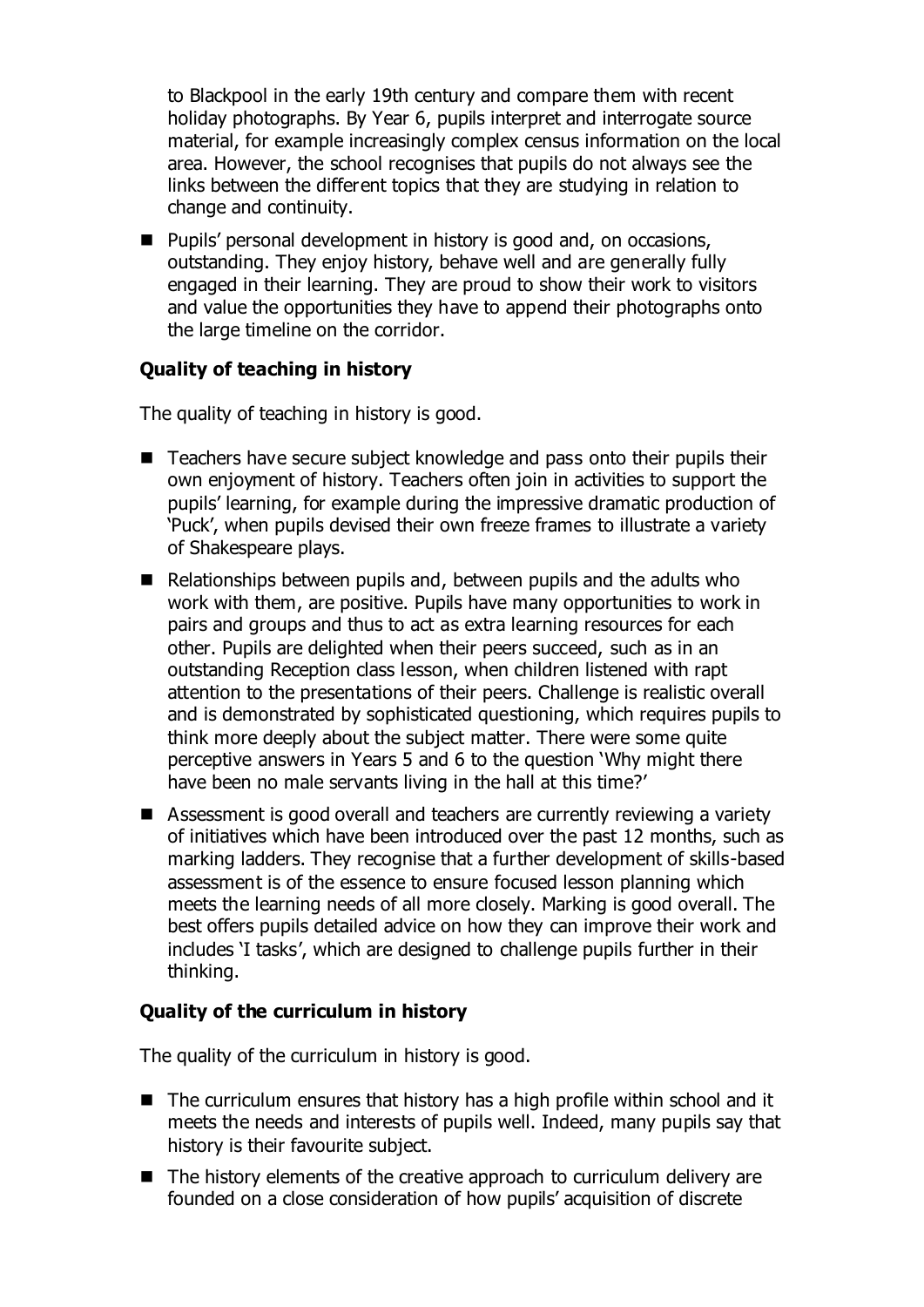to Blackpool in the early 19th century and compare them with recent holiday photographs. By Year 6, pupils interpret and interrogate source material, for example increasingly complex census information on the local area. However, the school recognises that pupils do not always see the links between the different topics that they are studying in relation to change and continuity.

- Pupils' personal development in history is good and, on occasions, outstanding. They enjoy history, behave well and are generally fully engaged in their learning. They are proud to show their work to visitors and value the opportunities they have to append their photographs onto the large timeline on the corridor.

### Quality of teaching in history

The quality of teaching in history is good.

- Teachers have secure subject knowledge and pass onto their pupils their own enjoyment of history. Teachers often join in activities to support the pupils' learning, for example during the impressive dramatic production of 'Puck', when pupils devised their own freeze frames to illustrate a variety of Shakespeare plays.
- Relationships between pupils and, between pupils and the adults who work with them, are positive. Pupils have many opportunities to work in pairs and groups and thus to act as extra learning resources for each other. Pupils are delighted when their peers succeed, such as in an outstanding Reception class lesson, when children listened with rapt attention to the presentations of their peers. Challenge is realistic overall and is demonstrated by sophisticated questioning, which requires pupils to think more deeply about the subject matter. There were some quite perceptive answers in Years 5 and 6 to the question 'Why might there have been no male servants living in the hall at this time?'
- Assessment is good overall and teachers are currently reviewing a variety of initiatives which have been introduced over the past 12 months, such as marking ladders. They recognise that a further development of skills-based assessment is of the essence to ensure focused lesson planning which meets the learning needs of all more closely. Marking is good overall. The best offers pupils detailed advice on how they can improve their work and includes 'I tasks', which are designed to challenge pupils further in their thinking.

### Quality of the curriculum in history

The quality of the curriculum in history is good.

- The curriculum ensures that history has a high profile within school and it meets the needs and interests of pupils well. Indeed, many pupils say that history is their favourite subject.
- The history elements of the creative approach to curriculum delivery are founded on a close consideration of how pupils' acquisition of discrete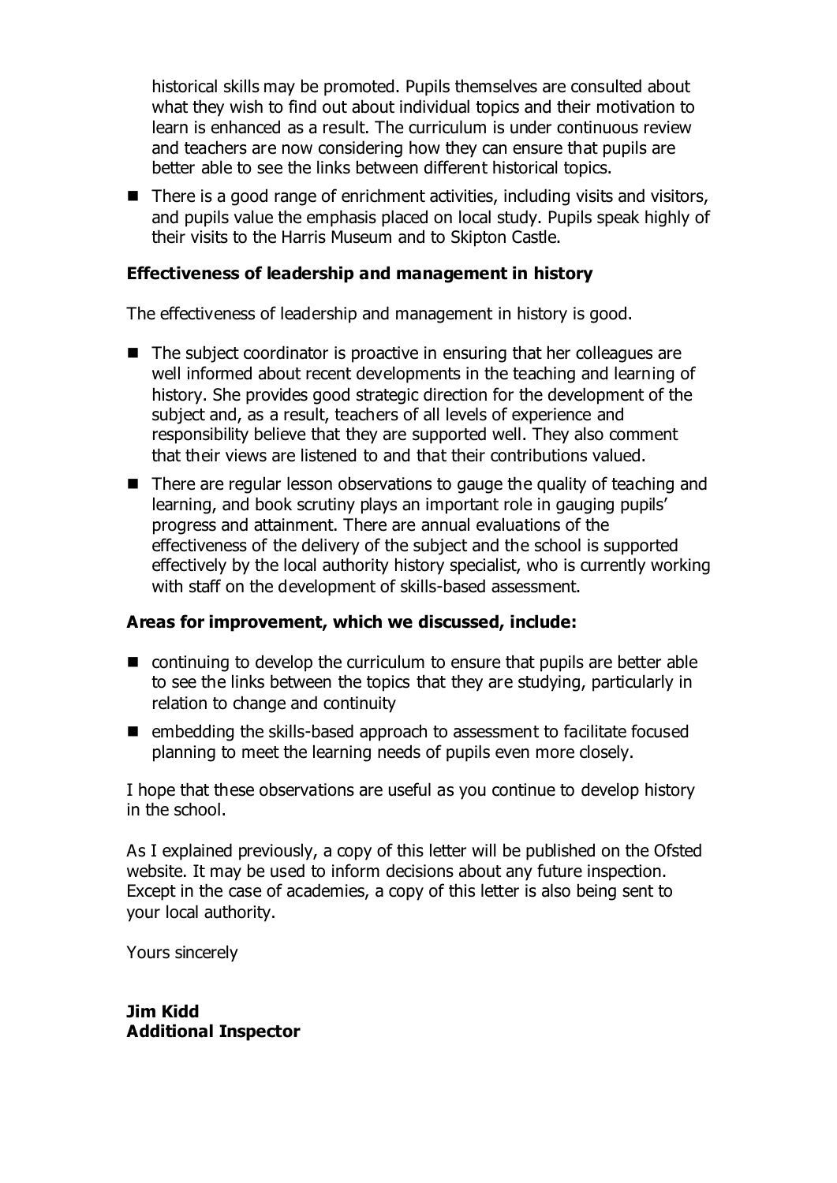historical skills may be promoted. Pupils themselves are consulted about what they wish to find out about individual topics and their motivation to learn is enhanced as a result. The curriculum is under continuous review and teachers are now considering how they can ensure that pupils are better able to see the links between different historical topics.

- There is a good range of enrichment activities, including visits and visitors, and pupils value the emphasis placed on local study. Pupils speak highly of their visits to the Harris Museum and to Skipton Castle.

**Effectiveness of leadership and management in history**

The effectiveness of leadership and management in history is good.

- The subject coordinator is proactive in ensuring that her colleagues are well informed about recent developments in the teaching and learning of history. She provides good strategic direction for the development of the subject and, as a result, teachers of all levels of experience and responsibility believe that they are supported well. They also comment that their views are listened to and that their contributions valued.
- There are regular lesson observations to gauge the quality of teaching and learning, and book scrutiny plays an important role in gauging pupils' progress and attainment. There are annual evaluations of the effectiveness of the delivery of the subject and the school is supported effectively by the local authority history specialist, who is currently working with staff on the development of skills-based assessment.

**Areas for improvement, which we discussed, include:**

- continuing to develop the curriculum to ensure that pupils are better able to see the links between the topics that they are studying, particularly in relation to change and continuity
- embedding the skills-based approach to assessment to facilitate focused planning to meet the learning needs of pupils even more closely.

I hope that these observations are useful as you continue to develop history in the school.

As I explained previously, a copy of this letter will be published on the Ofsted website. It may be used to inform decisions about any future inspection. Except in the case of academies, a copy of this letter is also being sent to your local authority.

Yours sincerely

**Jim Kidd**
**Additional Inspector**